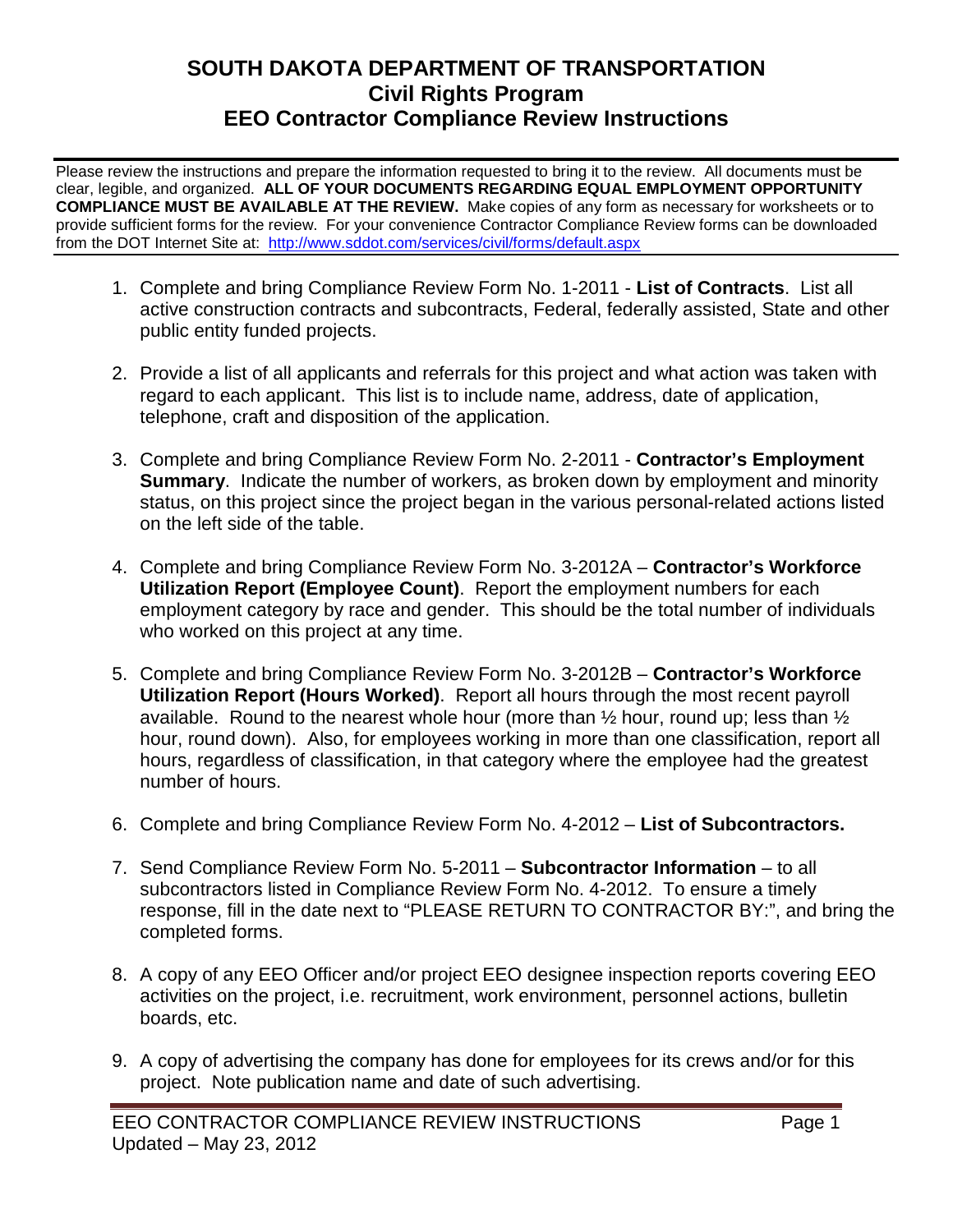# SOUTH DAKOTA DEPARTMENT OF TRANSPORTATION
## Civil Rights Program
## EEO Contractor Compliance Review Instructions

Please review the instructions and prepare the information requested to bring it to the review. All documents must be clear, legible, and organized. **ALL OF YOUR DOCUMENTS REGARDING EQUAL EMPLOYMENT OPPORTUNITY COMPLIANCE MUST BE AVAILABLE AT THE REVIEW.** Make copies of any form as necessary for worksheets or to provide sufficient forms for the review. For your convenience Contractor Compliance Review forms can be downloaded from the DOT Internet Site at: http://www.sddot.com/services/civil/forms/default.aspx

1. Complete and bring Compliance Review Form No. 1-2011 - **List of Contracts**. List all active construction contracts and subcontracts, Federal, federally assisted, State and other public entity funded projects.

2. Provide a list of all applicants and referrals for this project and what action was taken with regard to each applicant. This list is to include name, address, date of application, telephone, craft and disposition of the application.

3. Complete and bring Compliance Review Form No. 2-2011 - **Contractor's Employment Summary**. Indicate the number of workers, as broken down by employment and minority status, on this project since the project began in the various personal-related actions listed on the left side of the table.

4. Complete and bring Compliance Review Form No. 3-2012A – **Contractor's Workforce Utilization Report (Employee Count)**. Report the employment numbers for each employment category by race and gender. This should be the total number of individuals who worked on this project at any time.

5. Complete and bring Compliance Review Form No. 3-2012B – **Contractor's Workforce Utilization Report (Hours Worked)**. Report all hours through the most recent payroll available. Round to the nearest whole hour (more than ½ hour, round up; less than ½ hour, round down). Also, for employees working in more than one classification, report all hours, regardless of classification, in that category where the employee had the greatest number of hours.

6. Complete and bring Compliance Review Form No. 4-2012 – **List of Subcontractors.**

7. Send Compliance Review Form No. 5-2011 – **Subcontractor Information** – to all subcontractors listed in Compliance Review Form No. 4-2012. To ensure a timely response, fill in the date next to "PLEASE RETURN TO CONTRACTOR BY:", and bring the completed forms.

8. A copy of any EEO Officer and/or project EEO designee inspection reports covering EEO activities on the project, i.e. recruitment, work environment, personnel actions, bulletin boards, etc.

9. A copy of advertising the company has done for employees for its crews and/or for this project. Note publication name and date of such advertising.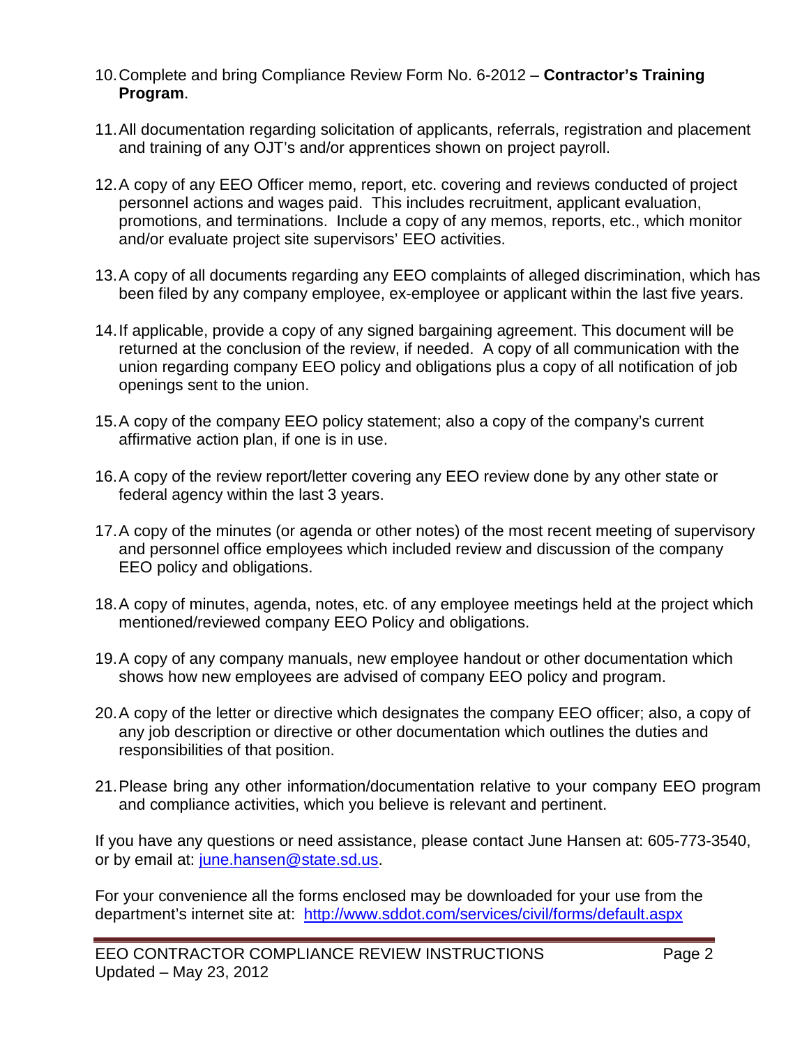10. Complete and bring Compliance Review Form No. 6-2012 – **Contractor's Training Program**.

11. All documentation regarding solicitation of applicants, referrals, registration and placement and training of any OJT's and/or apprentices shown on project payroll.

12. A copy of any EEO Officer memo, report, etc. covering and reviews conducted of project personnel actions and wages paid. This includes recruitment, applicant evaluation, promotions, and terminations. Include a copy of any memos, reports, etc., which monitor and/or evaluate project site supervisors' EEO activities.

13. A copy of all documents regarding any EEO complaints of alleged discrimination, which has been filed by any company employee, ex-employee or applicant within the last five years.

14. If applicable, provide a copy of any signed bargaining agreement. This document will be returned at the conclusion of the review, if needed. A copy of all communication with the union regarding company EEO policy and obligations plus a copy of all notification of job openings sent to the union.

15. A copy of the company EEO policy statement; also a copy of the company's current affirmative action plan, if one is in use.

16. A copy of the review report/letter covering any EEO review done by any other state or federal agency within the last 3 years.

17. A copy of the minutes (or agenda or other notes) of the most recent meeting of supervisory and personnel office employees which included review and discussion of the company EEO policy and obligations.

18. A copy of minutes, agenda, notes, etc. of any employee meetings held at the project which mentioned/reviewed company EEO Policy and obligations.

19. A copy of any company manuals, new employee handout or other documentation which shows how new employees are advised of company EEO policy and program.

20. A copy of the letter or directive which designates the company EEO officer; also, a copy of any job description or directive or other documentation which outlines the duties and responsibilities of that position.

21. Please bring any other information/documentation relative to your company EEO program and compliance activities, which you believe is relevant and pertinent.

If you have any questions or need assistance, please contact June Hansen at: 605-773-3540, or by email at: june.hansen@state.sd.us.

For your convenience all the forms enclosed may be downloaded for your use from the department's internet site at: http://www.sddot.com/services/civil/forms/default.aspx

EEO CONTRACTOR COMPLIANCE REVIEW INSTRUCTIONS
Updated – May 23, 2012